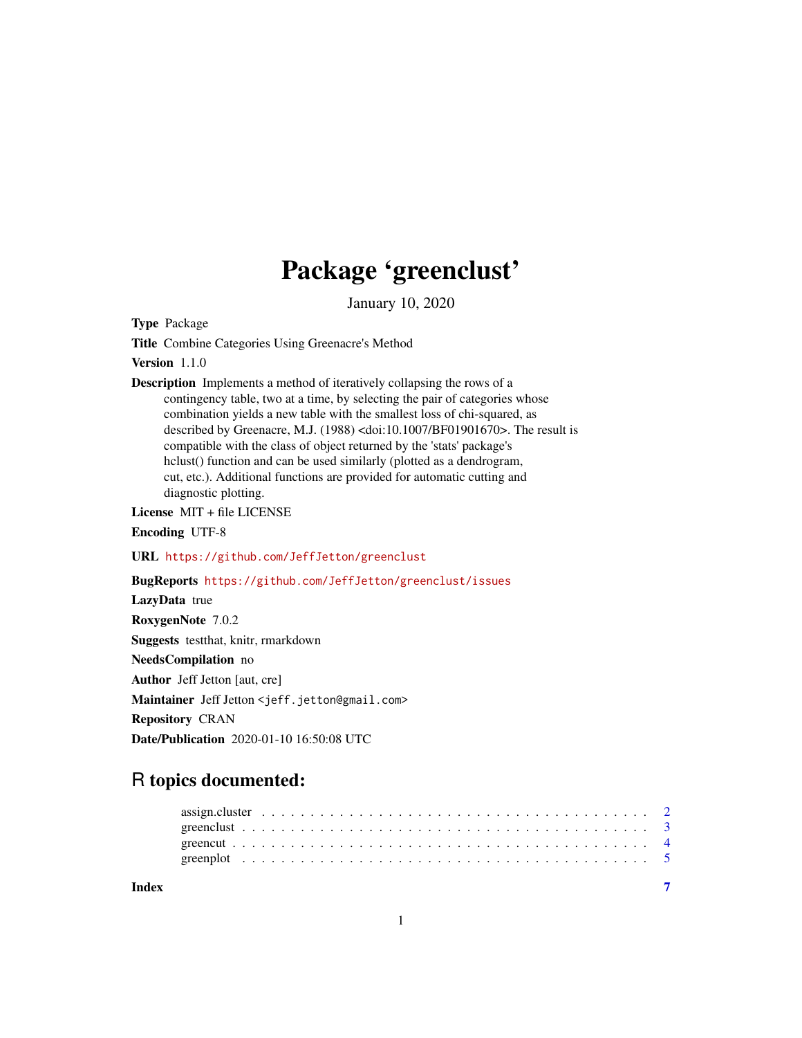# Package 'greenclust'

January 10, 2020

**Type** Package

**Title** Combine Categories Using Greenacre's Method

**Version** 1.1.0

**Description** Implements a method of iteratively collapsing the rows of a contingency table, two at a time, by selecting the pair of categories whose combination yields a new table with the smallest loss of chi-squared, as described by Greenacre, M.J. (1988) <doi:10.1007/BF01901670>. The result is compatible with the class of object returned by the 'stats' package's hclust() function and can be used similarly (plotted as a dendrogram, cut, etc.). Additional functions are provided for automatic cutting and diagnostic plotting.

**License** MIT + file LICENSE

**Encoding** UTF-8

**URL** https://github.com/JeffJetton/greenclust

**BugReports** https://github.com/JeffJetton/greenclust/issues

**LazyData** true

**RoxygenNote** 7.0.2

**Suggests** testthat, knitr, rmarkdown

**NeedsCompilation** no

**Author** Jeff Jetton [aut, cre]

**Maintainer** Jeff Jetton <jeff.jetton@gmail.com>

**Repository** CRAN

**Date/Publication** 2020-01-10 16:50:08 UTC

## R topics documented:

| | |
|---|---|
| assign.cluster | 2 |
| greenclust | 3 |
| greencut | 4 |
| greenplot | 5 |
| **Index** | **7** |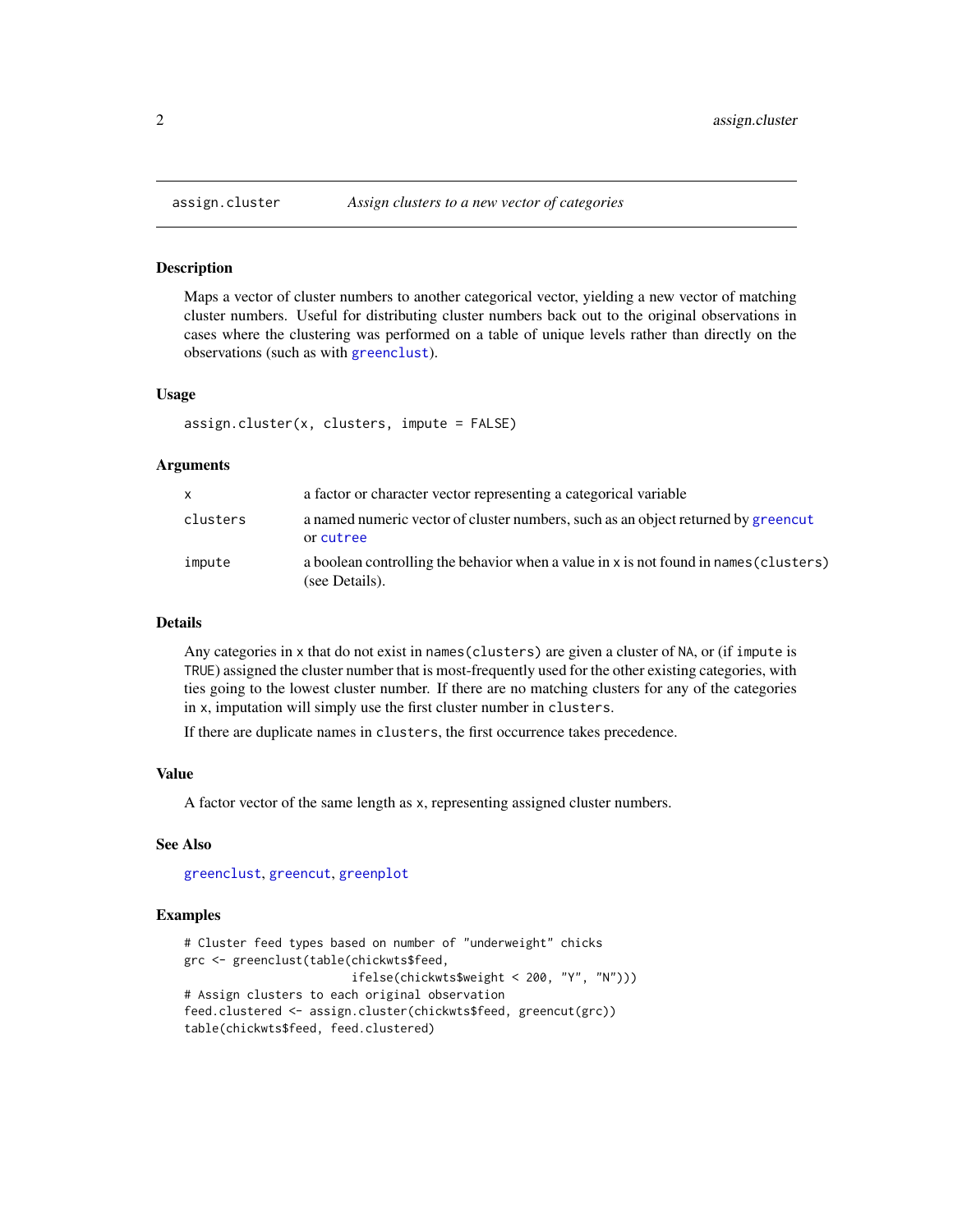## assign.cluster — *Assign clusters to a new vector of categories*

### Description

Maps a vector of cluster numbers to another categorical vector, yielding a new vector of matching cluster numbers. Useful for distributing cluster numbers back out to the original observations in cases where the clustering was performed on a table of unique levels rather than directly on the observations (such as with `greenclust`).

### Usage

```
assign.cluster(x, clusters, impute = FALSE)
```

### Arguments

| | |
|---|---|
| `x` | a factor or character vector representing a categorical variable |
| `clusters` | a named numeric vector of cluster numbers, such as an object returned by `greencut` or `cutree` |
| `impute` | a boolean controlling the behavior when a value in `x` is not found in `names(clusters)` (see Details). |

### Details

Any categories in `x` that do not exist in `names(clusters)` are given a cluster of `NA`, or (if `impute` is `TRUE`) assigned the cluster number that is most-frequently used for the other existing categories, with ties going to the lowest cluster number. If there are no matching clusters for any of the categories in `x`, imputation will simply use the first cluster number in `clusters`.

If there are duplicate names in `clusters`, the first occurrence takes precedence.

### Value

A factor vector of the same length as `x`, representing assigned cluster numbers.

### See Also

`greenclust`, `greencut`, `greenplot`

### Examples

```
# Cluster feed types based on number of "underweight" chicks
grc <- greenclust(table(chickwts$feed,
                        ifelse(chickwts$weight < 200, "Y", "N")))
# Assign clusters to each original observation
feed.clustered <- assign.cluster(chickwts$feed, greencut(grc))
table(chickwts$feed, feed.clustered)
```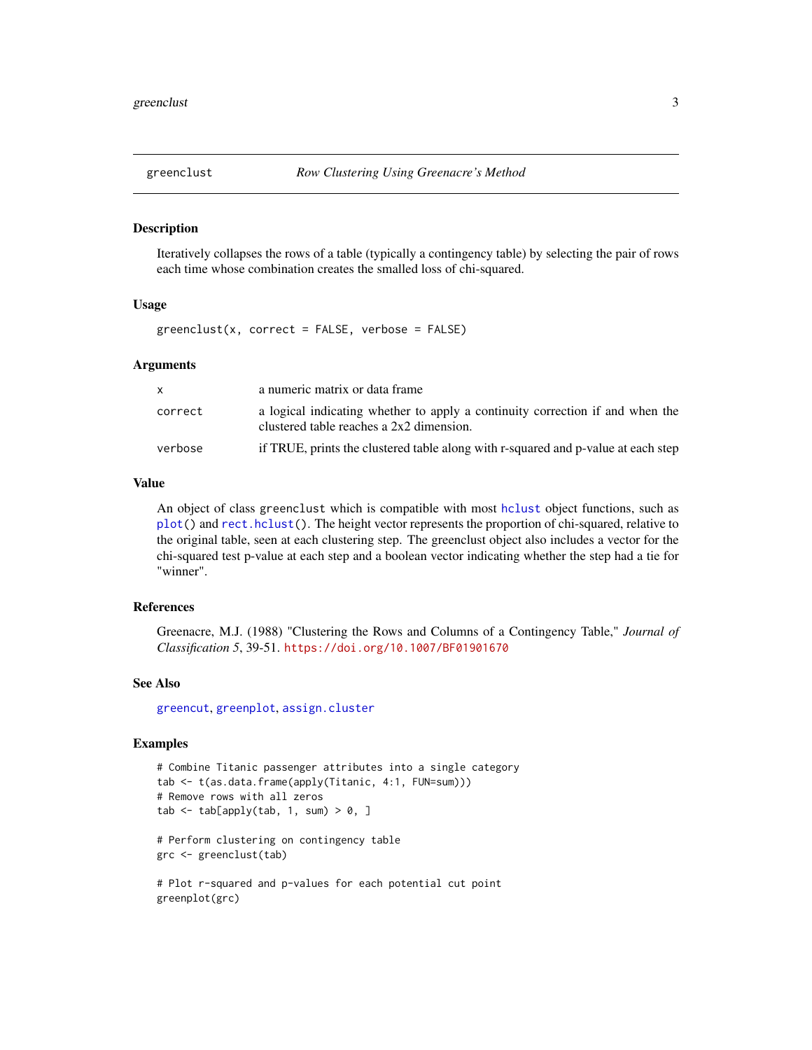# greenclust — *Row Clustering Using Greenacre's Method*

## Description

Iteratively collapses the rows of a table (typically a contingency table) by selecting the pair of rows each time whose combination creates the smalled loss of chi-squared.

## Usage

```
greenclust(x, correct = FALSE, verbose = FALSE)
```

## Arguments

| | |
|---|---|
| `x` | a numeric matrix or data frame |
| `correct` | a logical indicating whether to apply a continuity correction if and when the clustered table reaches a 2x2 dimension. |
| `verbose` | if TRUE, prints the clustered table along with r-squared and p-value at each step |

## Value

An object of class `greenclust` which is compatible with most `hclust` object functions, such as `plot()` and `rect.hclust()`. The height vector represents the proportion of chi-squared, relative to the original table, seen at each clustering step. The greenclust object also includes a vector for the chi-squared test p-value at each step and a boolean vector indicating whether the step had a tie for "winner".

## References

Greenacre, M.J. (1988) "Clustering the Rows and Columns of a Contingency Table," *Journal of Classification 5*, 39-51. https://doi.org/10.1007/BF01901670

## See Also

`greencut`, `greenplot`, `assign.cluster`

## Examples

```
# Combine Titanic passenger attributes into a single category
tab <- t(as.data.frame(apply(Titanic, 4:1, FUN=sum)))
# Remove rows with all zeros
tab <- tab[apply(tab, 1, sum) > 0, ]

# Perform clustering on contingency table
grc <- greenclust(tab)

# Plot r-squared and p-values for each potential cut point
greenplot(grc)
```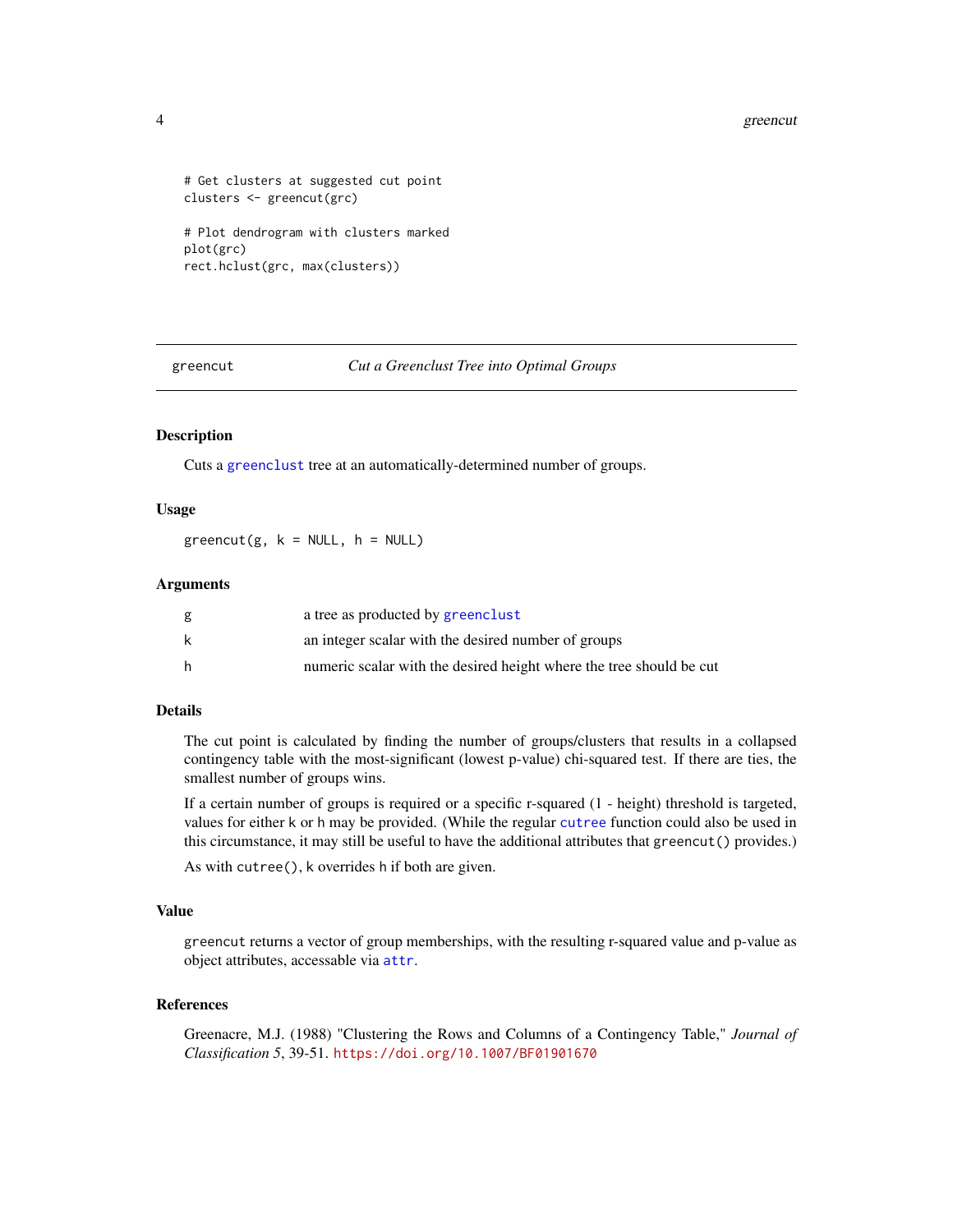```
# Get clusters at suggested cut point
clusters <- greencut(grc)

# Plot dendrogram with clusters marked
plot(grc)
rect.hclust(grc, max(clusters))
```

---

## greencut — *Cut a Greenclust Tree into Optimal Groups*

---

### Description

Cuts a `greenclust` tree at an automatically-determined number of groups.

### Usage

```
greencut(g, k = NULL, h = NULL)
```

### Arguments

| | |
|---|---|
| g | a tree as producted by `greenclust` |
| k | an integer scalar with the desired number of groups |
| h | numeric scalar with the desired height where the tree should be cut |

### Details

The cut point is calculated by finding the number of groups/clusters that results in a collapsed contingency table with the most-significant (lowest p-value) chi-squared test. If there are ties, the smallest number of groups wins.

If a certain number of groups is required or a specific r-squared (1 - height) threshold is targeted, values for either `k` or `h` may be provided. (While the regular `cutree` function could also be used in this circumstance, it may still be useful to have the additional attributes that `greencut()` provides.)

As with `cutree()`, `k` overrides `h` if both are given.

### Value

`greencut` returns a vector of group memberships, with the resulting r-squared value and p-value as object attributes, accessable via `attr`.

### References

Greenacre, M.J. (1988) "Clustering the Rows and Columns of a Contingency Table," *Journal of Classification 5*, 39-51. https://doi.org/10.1007/BF01901670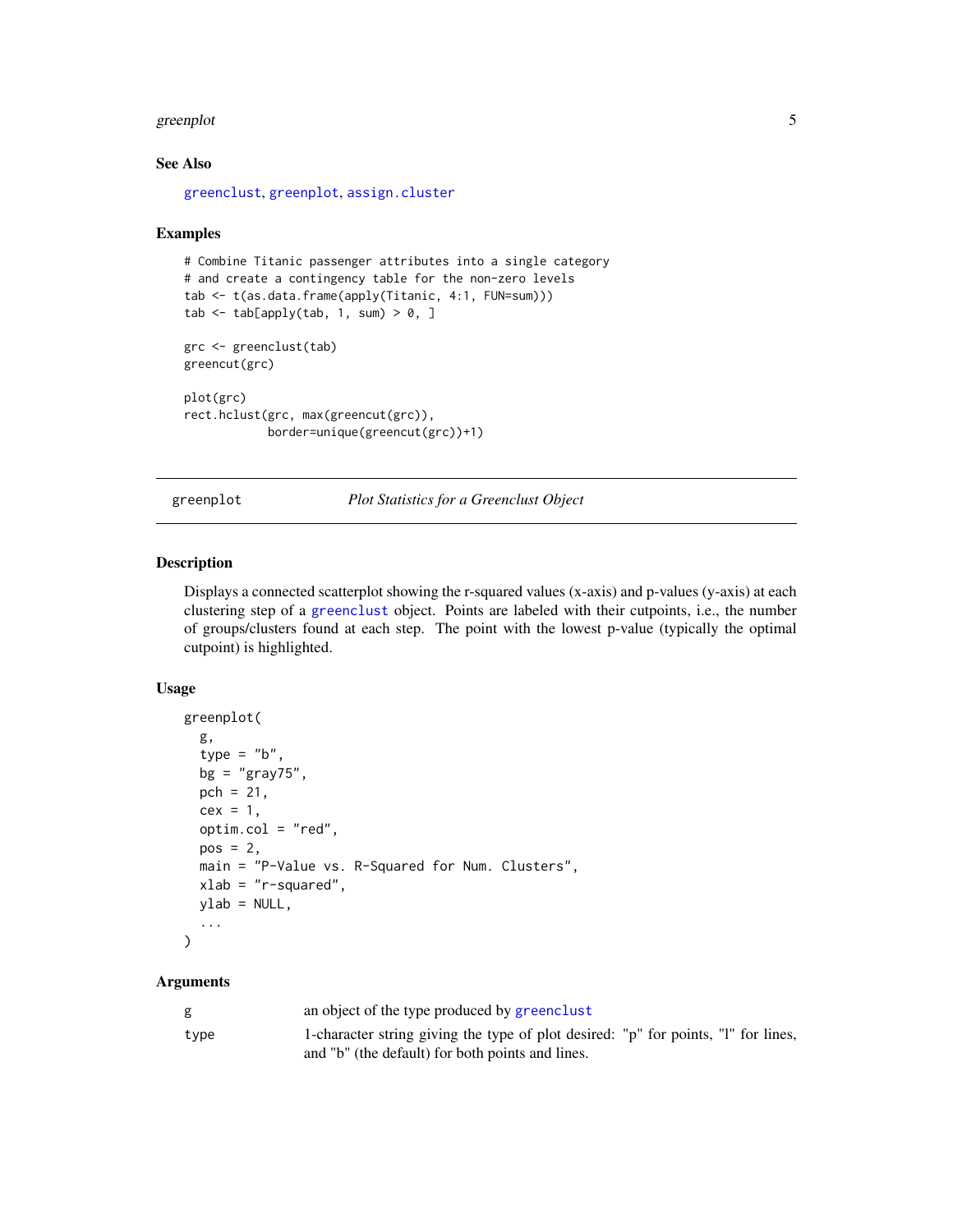### See Also

greenclust, greenplot, assign.cluster

### Examples

```
# Combine Titanic passenger attributes into a single category
# and create a contingency table for the non-zero levels
tab <- t(as.data.frame(apply(Titanic, 4:1, FUN=sum)))
tab <- tab[apply(tab, 1, sum) > 0, ]

grc <- greenclust(tab)
greencut(grc)

plot(grc)
rect.hclust(grc, max(greencut(grc)),
            border=unique(greencut(grc))+1)
```

---

## greenplot — *Plot Statistics for a Greenclust Object*

### Description

Displays a connected scatterplot showing the r-squared values (x-axis) and p-values (y-axis) at each clustering step of a greenclust object. Points are labeled with their cutpoints, i.e., the number of groups/clusters found at each step. The point with the lowest p-value (typically the optimal cutpoint) is highlighted.

### Usage

```
greenplot(
  g,
  type = "b",
  bg = "gray75",
  pch = 21,
  cex = 1,
  optim.col = "red",
  pos = 2,
  main = "P-Value vs. R-Squared for Num. Clusters",
  xlab = "r-squared",
  ylab = NULL,
  ...
)
```

### Arguments

| | |
|---|---|
| g | an object of the type produced by greenclust |
| type | 1-character string giving the type of plot desired: "p" for points, "l" for lines, and "b" (the default) for both points and lines. |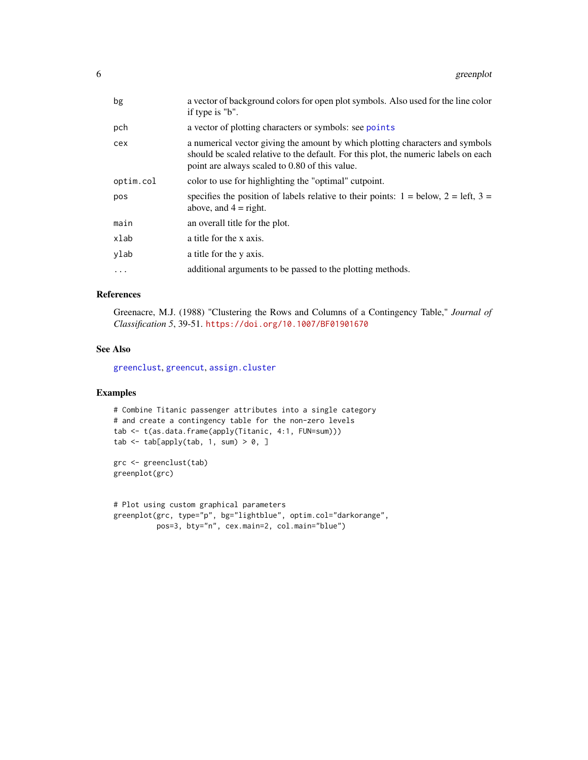| | |
|---|---|
| bg | a vector of background colors for open plot symbols. Also used for the line color if type is "b". |
| pch | a vector of plotting characters or symbols: see points |
| cex | a numerical vector giving the amount by which plotting characters and symbols should be scaled relative to the default. For this plot, the numeric labels on each point are always scaled to 0.80 of this value. |
| optim.col | color to use for highlighting the "optimal" cutpoint. |
| pos | specifies the position of labels relative to their points: 1 = below, 2 = left, 3 = above, and 4 = right. |
| main | an overall title for the plot. |
| xlab | a title for the x axis. |
| ylab | a title for the y axis. |
| ... | additional arguments to be passed to the plotting methods. |

## References

Greenacre, M.J. (1988) "Clustering the Rows and Columns of a Contingency Table," *Journal of Classification 5*, 39-51. https://doi.org/10.1007/BF01901670

## See Also

greenclust, greencut, assign.cluster

## Examples

```
# Combine Titanic passenger attributes into a single category
# and create a contingency table for the non-zero levels
tab <- t(as.data.frame(apply(Titanic, 4:1, FUN=sum)))
tab <- tab[apply(tab, 1, sum) > 0, ]

grc <- greenclust(tab)
greenplot(grc)


# Plot using custom graphical parameters
greenplot(grc, type="p", bg="lightblue", optim.col="darkorange",
          pos=3, bty="n", cex.main=2, col.main="blue")
```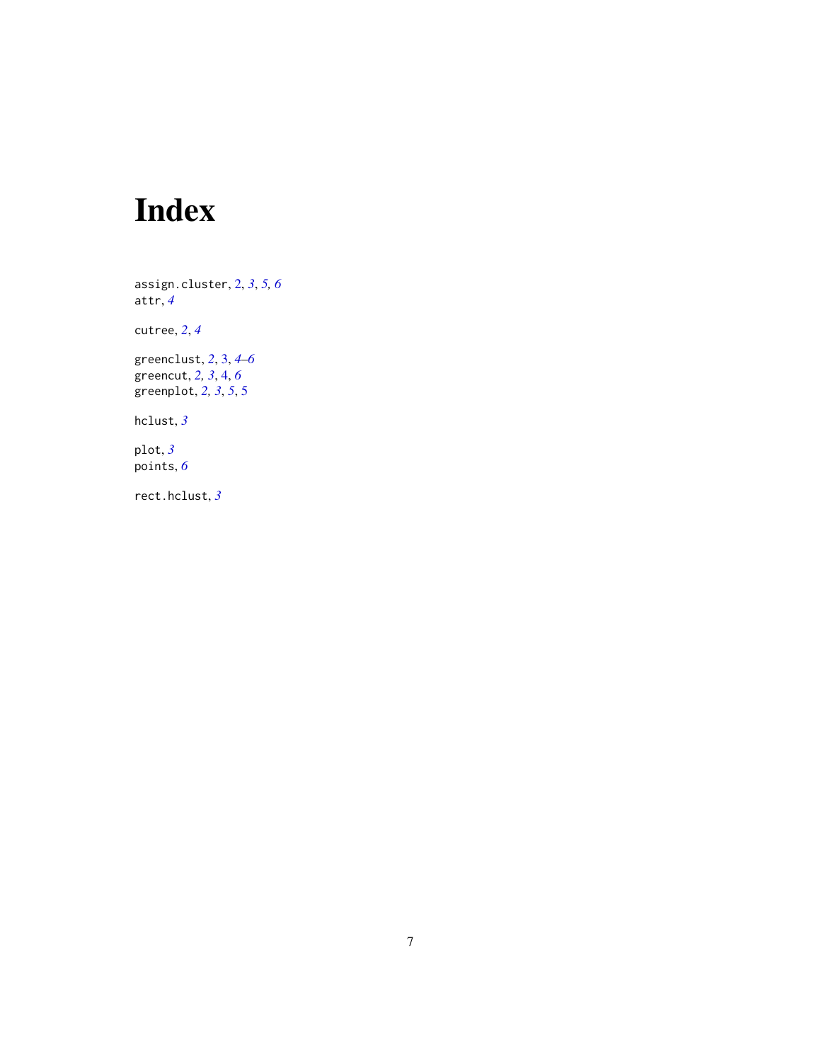# Index

assign.cluster, *2*, *3*, *5, 6*
attr, *4*

cutree, *2*, *4*

greenclust, *2*, 3, *4–6*
greencut, *2, 3*, 4, *6*
greenplot, *2, 3*, *5*, 5

hclust, *3*

plot, *3*
points, *6*

rect.hclust, *3*